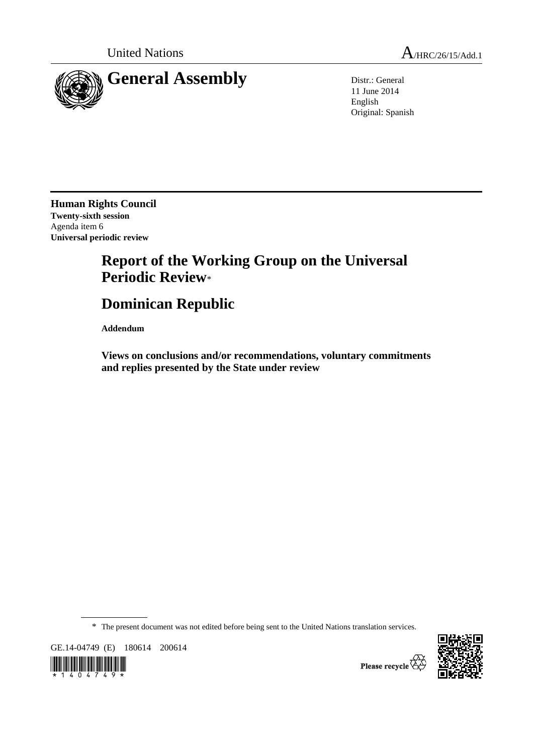United Nations A/HRC/26/15/Add.1

# General Assembly

Distr.: General
11 June 2014
English
Original: Spanish

**Human Rights Council**
**Twenty-sixth session**
Agenda item 6
**Universal periodic review**

# Report of the Working Group on the Universal Periodic Review*

# Dominican Republic

**Addendum**

**Views on conclusions and/or recommendations, voluntary commitments and replies presented by the State under review**

\* The present document was not edited before being sent to the United Nations translation services.

GE.14-04749 (E) 180614 200614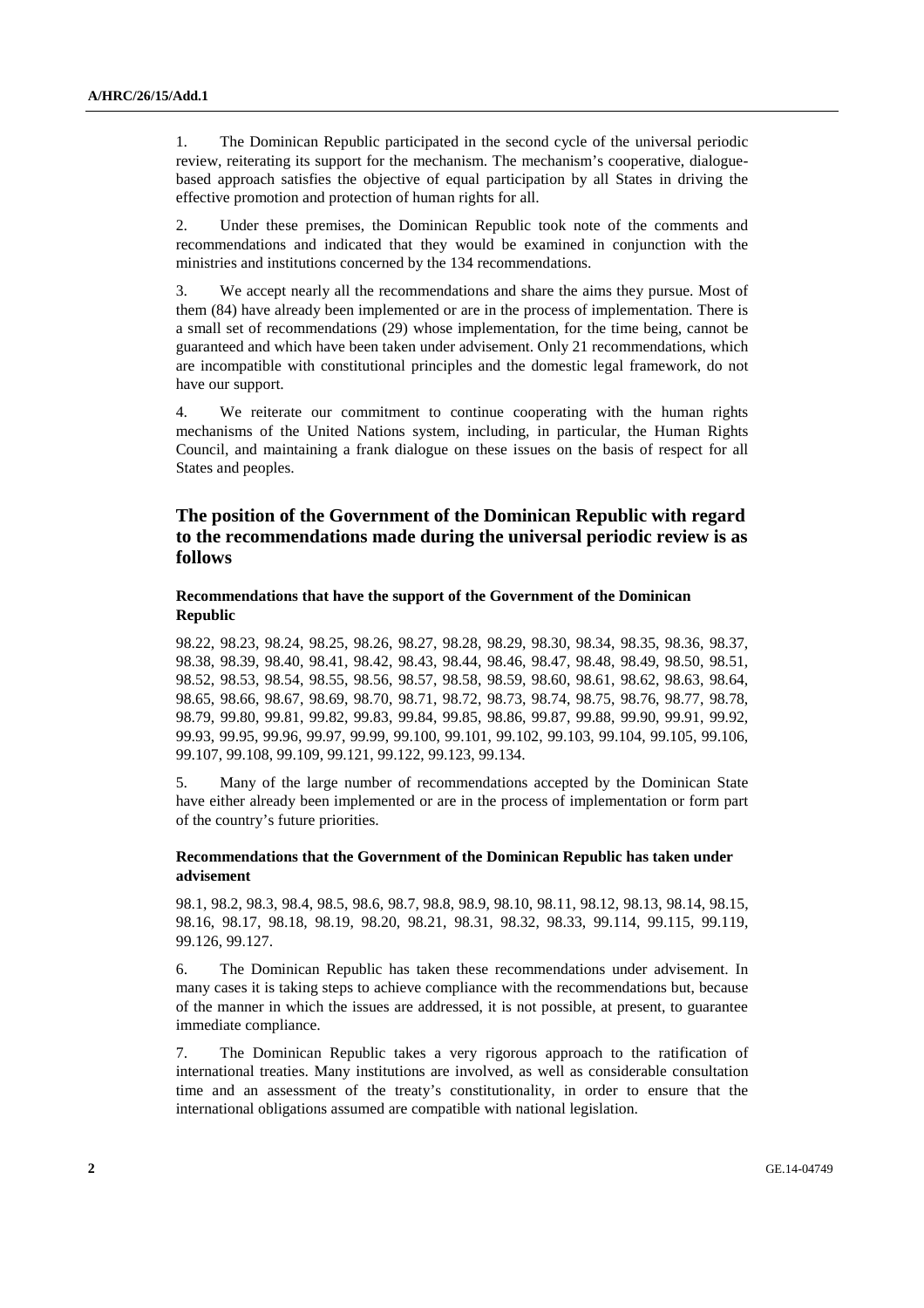1. The Dominican Republic participated in the second cycle of the universal periodic review, reiterating its support for the mechanism. The mechanism's cooperative, dialogue-based approach satisfies the objective of equal participation by all States in driving the effective promotion and protection of human rights for all.

2. Under these premises, the Dominican Republic took note of the comments and recommendations and indicated that they would be examined in conjunction with the ministries and institutions concerned by the 134 recommendations.

3. We accept nearly all the recommendations and share the aims they pursue. Most of them (84) have already been implemented or are in the process of implementation. There is a small set of recommendations (29) whose implementation, for the time being, cannot be guaranteed and which have been taken under advisement. Only 21 recommendations, which are incompatible with constitutional principles and the domestic legal framework, do not have our support.

4. We reiterate our commitment to continue cooperating with the human rights mechanisms of the United Nations system, including, in particular, the Human Rights Council, and maintaining a frank dialogue on these issues on the basis of respect for all States and peoples.

## The position of the Government of the Dominican Republic with regard to the recommendations made during the universal periodic review is as follows

### Recommendations that have the support of the Government of the Dominican Republic

98.22, 98.23, 98.24, 98.25, 98.26, 98.27, 98.28, 98.29, 98.30, 98.34, 98.35, 98.36, 98.37, 98.38, 98.39, 98.40, 98.41, 98.42, 98.43, 98.44, 98.46, 98.47, 98.48, 98.49, 98.50, 98.51, 98.52, 98.53, 98.54, 98.55, 98.56, 98.57, 98.58, 98.59, 98.60, 98.61, 98.62, 98.63, 98.64, 98.65, 98.66, 98.67, 98.69, 98.70, 98.71, 98.72, 98.73, 98.74, 98.75, 98.76, 98.77, 98.78, 98.79, 99.80, 99.81, 99.82, 99.83, 99.84, 99.85, 98.86, 99.87, 99.88, 99.90, 99.91, 99.92, 99.93, 99.95, 99.96, 99.97, 99.99, 99.100, 99.101, 99.102, 99.103, 99.104, 99.105, 99.106, 99.107, 99.108, 99.109, 99.121, 99.122, 99.123, 99.134.

5. Many of the large number of recommendations accepted by the Dominican State have either already been implemented or are in the process of implementation or form part of the country's future priorities.

### Recommendations that the Government of the Dominican Republic has taken under advisement

98.1, 98.2, 98.3, 98.4, 98.5, 98.6, 98.7, 98.8, 98.9, 98.10, 98.11, 98.12, 98.13, 98.14, 98.15, 98.16, 98.17, 98.18, 98.19, 98.20, 98.21, 98.31, 98.32, 98.33, 99.114, 99.115, 99.119, 99.126, 99.127.

6. The Dominican Republic has taken these recommendations under advisement. In many cases it is taking steps to achieve compliance with the recommendations but, because of the manner in which the issues are addressed, it is not possible, at present, to guarantee immediate compliance.

7. The Dominican Republic takes a very rigorous approach to the ratification of international treaties. Many institutions are involved, as well as considerable consultation time and an assessment of the treaty's constitutionality, in order to ensure that the international obligations assumed are compatible with national legislation.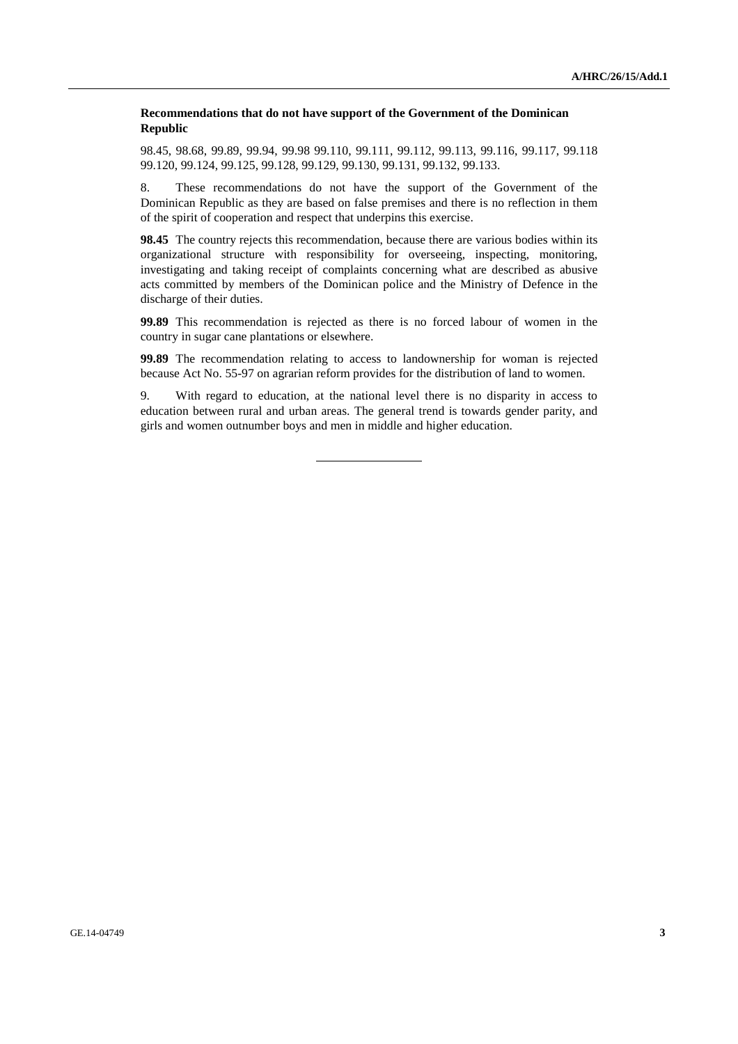**Recommendations that do not have support of the Government of the Dominican Republic**

98.45, 98.68, 99.89, 99.94, 99.98 99.110, 99.111, 99.112, 99.113, 99.116, 99.117, 99.118 99.120, 99.124, 99.125, 99.128, 99.129, 99.130, 99.131, 99.132, 99.133.

8. These recommendations do not have the support of the Government of the Dominican Republic as they are based on false premises and there is no reflection in them of the spirit of cooperation and respect that underpins this exercise.

**98.45** The country rejects this recommendation, because there are various bodies within its organizational structure with responsibility for overseeing, inspecting, monitoring, investigating and taking receipt of complaints concerning what are described as abusive acts committed by members of the Dominican police and the Ministry of Defence in the discharge of their duties.

**99.89** This recommendation is rejected as there is no forced labour of women in the country in sugar cane plantations or elsewhere.

**99.89** The recommendation relating to access to landownership for woman is rejected because Act No. 55-97 on agrarian reform provides for the distribution of land to women.

9. With regard to education, at the national level there is no disparity in access to education between rural and urban areas. The general trend is towards gender parity, and girls and women outnumber boys and men in middle and higher education.